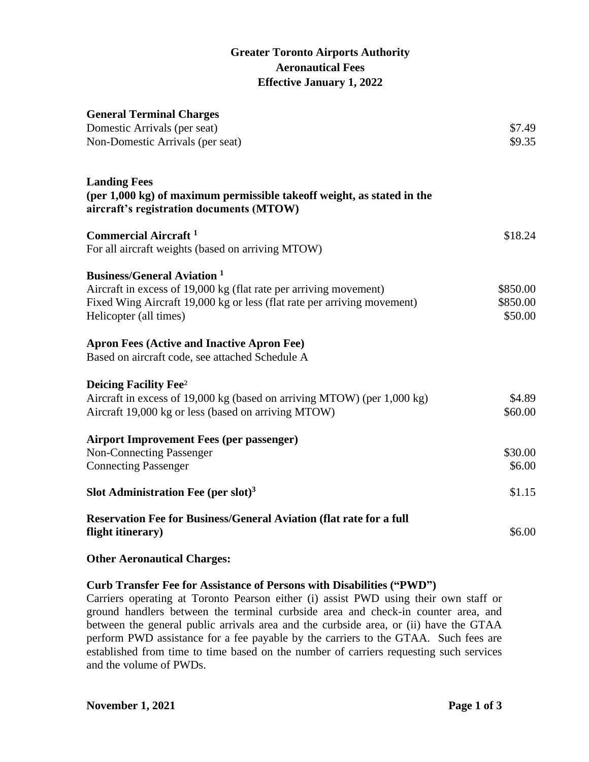# Greater Toronto Airports Authority
## Aeronautical Fees
## Effective January 1, 2022

**General Terminal Charges**

| | |
|---|---|
| Domestic Arrivals (per seat) | $7.49 |
| Non-Domestic Arrivals (per seat) | $9.35 |

**Landing Fees**
**(per 1,000 kg) of maximum permissible takeoff weight, as stated in the aircraft's registration documents (MTOW)**

| | |
|---|---|
| **Commercial Aircraft** [1] | $18.24 |
| For all aircraft weights (based on arriving MTOW) | |

**Business/General Aviation** [1]

| | |
|---|---|
| Aircraft in excess of 19,000 kg (flat rate per arriving movement) | $850.00 |
| Fixed Wing Aircraft 19,000 kg or less (flat rate per arriving movement) | $850.00 |
| Helicopter (all times) | $50.00 |

**Apron Fees (Active and Inactive Apron Fee)**
Based on aircraft code, see attached Schedule A

**Deicing Facility Fee**[2]

| | |
|---|---|
| Aircraft in excess of 19,000 kg (based on arriving MTOW) (per 1,000 kg) | $4.89 |
| Aircraft 19,000 kg or less (based on arriving MTOW) | $60.00 |

**Airport Improvement Fees (per passenger)**

| | |
|---|---|
| Non-Connecting Passenger | $30.00 |
| Connecting Passenger | $6.00 |

| | |
|---|---|
| **Slot Administration Fee (per slot)**[3] | $1.15 |
| **Reservation Fee for Business/General Aviation (flat rate for a full flight itinerary)** | $6.00 |

**Other Aeronautical Charges:**

**Curb Transfer Fee for Assistance of Persons with Disabilities ("PWD")**
Carriers operating at Toronto Pearson either (i) assist PWD using their own staff or ground handlers between the terminal curbside area and check-in counter area, and between the general public arrivals area and the curbside area, or (ii) have the GTAA perform PWD assistance for a fee payable by the carriers to the GTAA. Such fees are established from time to time based on the number of carriers requesting such services and the volume of PWDs.

**November 1, 2021**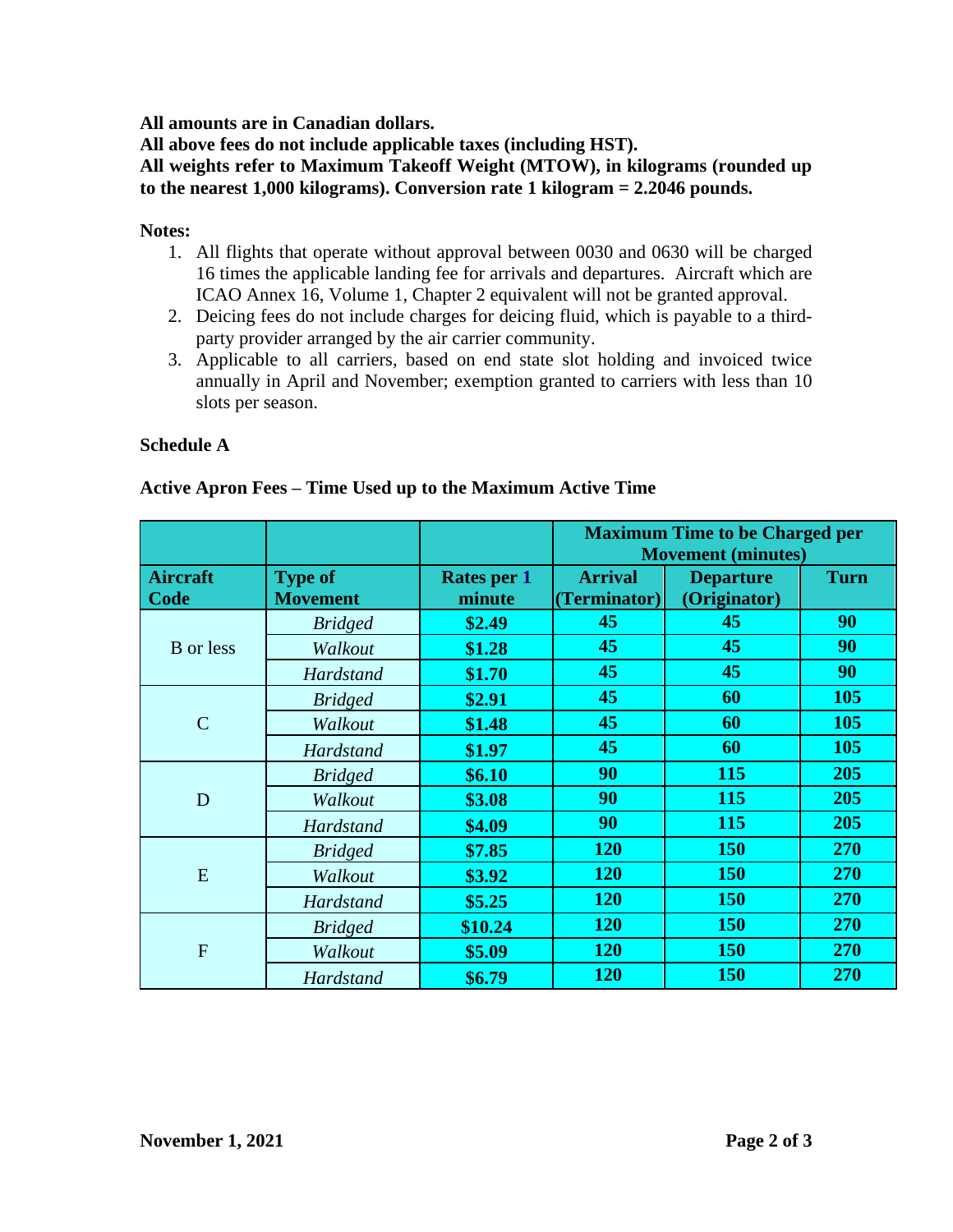**All amounts are in Canadian dollars.**

**All above fees do not include applicable taxes (including HST).**

**All weights refer to Maximum Takeoff Weight (MTOW), in kilograms (rounded up to the nearest 1,000 kilograms). Conversion rate 1 kilogram = 2.2046 pounds.**

**Notes:**

1. All flights that operate without approval between 0030 and 0630 will be charged 16 times the applicable landing fee for arrivals and departures. Aircraft which are ICAO Annex 16, Volume 1, Chapter 2 equivalent will not be granted approval.
2. Deicing fees do not include charges for deicing fluid, which is payable to a third-party provider arranged by the air carrier community.
3. Applicable to all carriers, based on end state slot holding and invoiced twice annually in April and November; exemption granted to carriers with less than 10 slots per season.

**Schedule A**

**Active Apron Fees – Time Used up to the Maximum Active Time**

| | | | **Maximum Time to be Charged per Movement (minutes)** | | |
|---|---|---|---|---|---|
| **Aircraft Code** | **Type of Movement** | **Rates per 1 minute** | **Arrival (Terminator)** | **Departure (Originator)** | **Turn** |
| B or less | *Bridged* | **$2.49** | **45** | **45** | **90** |
| | *Walkout* | **$1.28** | **45** | **45** | **90** |
| | *Hardstand* | **$1.70** | **45** | **45** | **90** |
| C | *Bridged* | **$2.91** | **45** | **60** | **105** |
| | *Walkout* | **$1.48** | **45** | **60** | **105** |
| | *Hardstand* | **$1.97** | **45** | **60** | **105** |
| D | *Bridged* | **$6.10** | **90** | **115** | **205** |
| | *Walkout* | **$3.08** | **90** | **115** | **205** |
| | *Hardstand* | **$4.09** | **90** | **115** | **205** |
| E | *Bridged* | **$7.85** | **120** | **150** | **270** |
| | *Walkout* | **$3.92** | **120** | **150** | **270** |
| | *Hardstand* | **$5.25** | **120** | **150** | **270** |
| F | *Bridged* | **$10.24** | **120** | **150** | **270** |
| | *Walkout* | **$5.09** | **120** | **150** | **270** |
| | *Hardstand* | **$6.79** | **120** | **150** | **270** |

**November 1, 2021**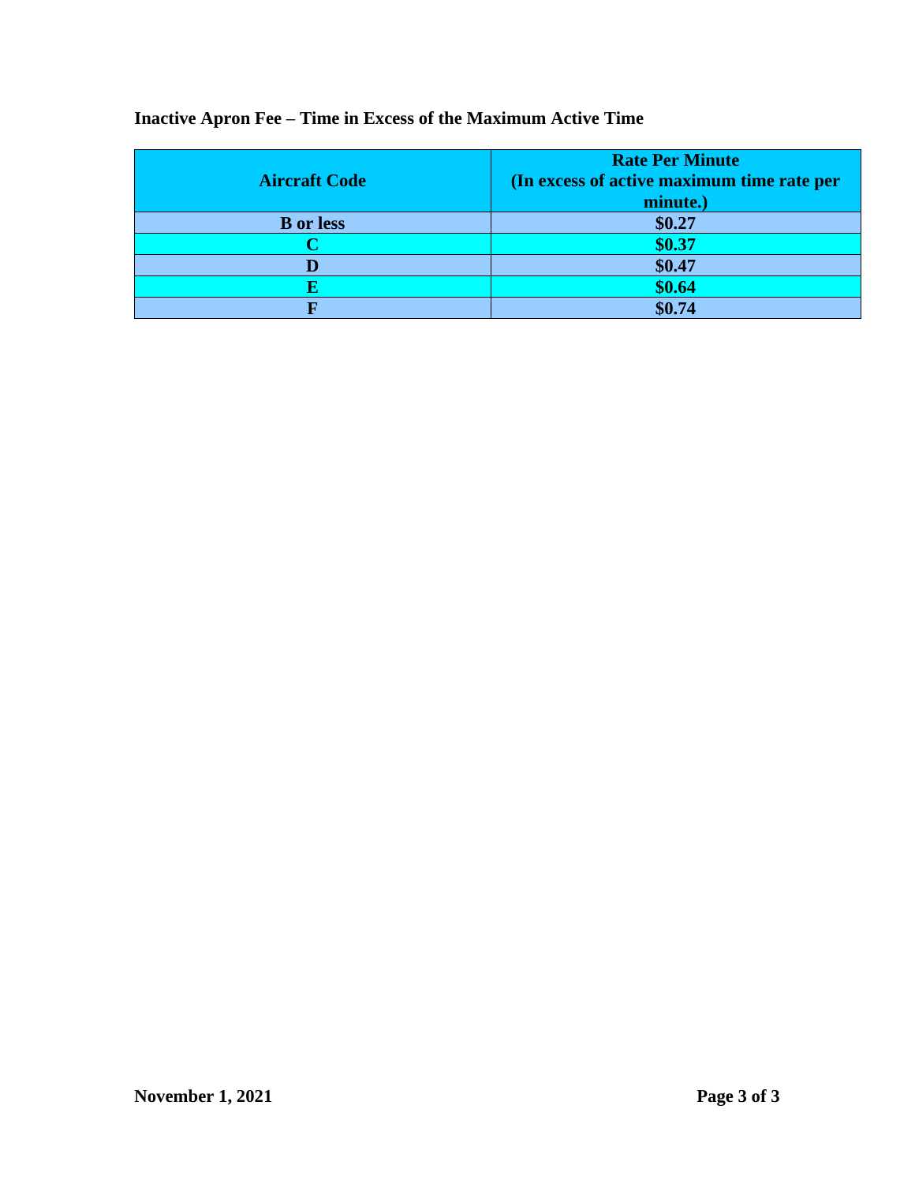**Inactive Apron Fee – Time in Excess of the Maximum Active Time**

| Aircraft Code | Rate Per Minute (In excess of active maximum time rate per minute.) |
|---|---|
| B or less | $0.27 |
| C | $0.37 |
| D | $0.47 |
| E | $0.64 |
| F | $0.74 |

**November 1, 2021**